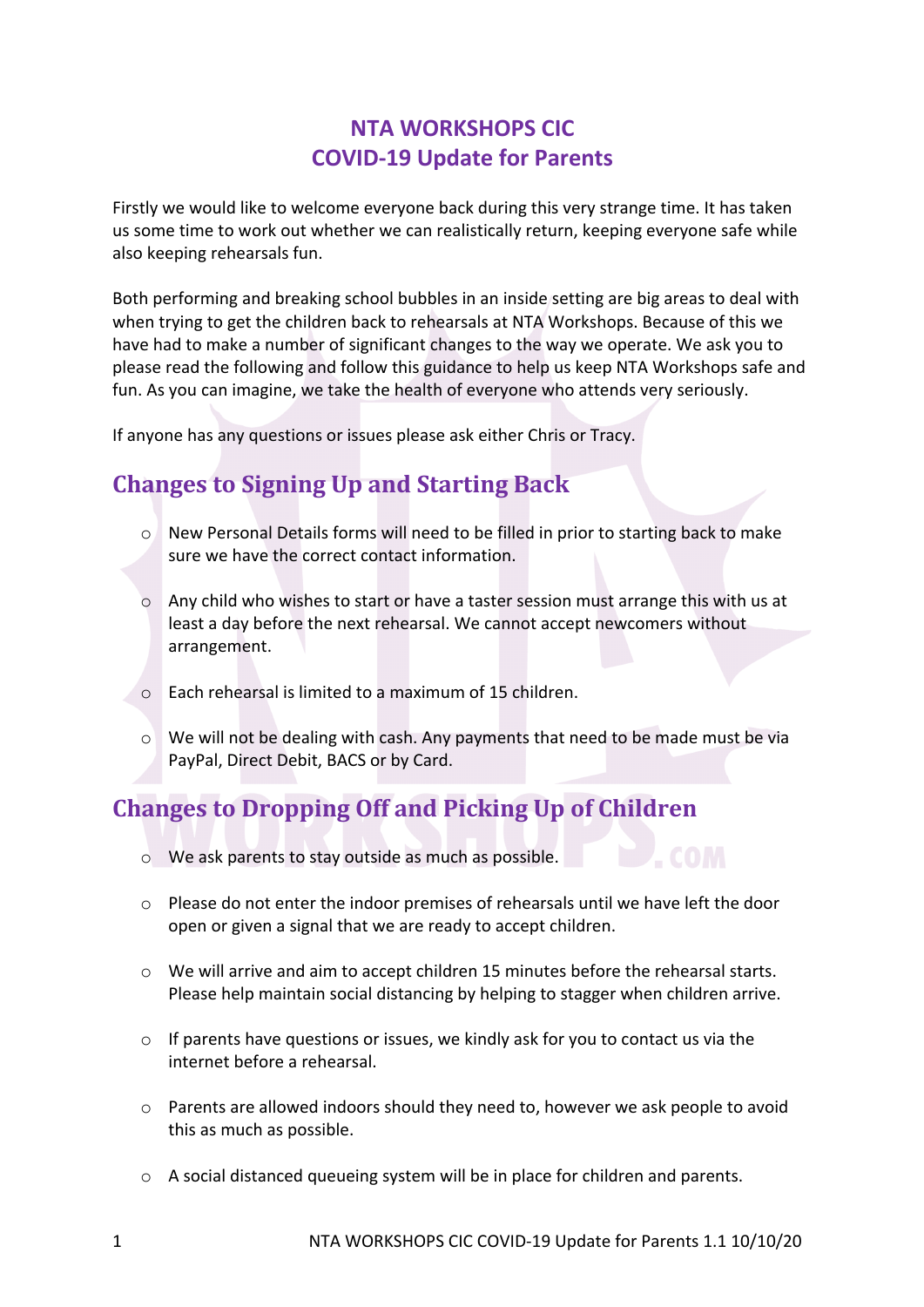# NTA WORKSHOPS CIC
# COVID-19 Update for Parents

Firstly we would like to welcome everyone back during this very strange time. It has taken us some time to work out whether we can realistically return, keeping everyone safe while also keeping rehearsals fun.

Both performing and breaking school bubbles in an inside setting are big areas to deal with when trying to get the children back to rehearsals at NTA Workshops. Because of this we have had to make a number of significant changes to the way we operate. We ask you to please read the following and follow this guidance to help us keep NTA Workshops safe and fun. As you can imagine, we take the health of everyone who attends very seriously.

If anyone has any questions or issues please ask either Chris or Tracy.

## Changes to Signing Up and Starting Back

- New Personal Details forms will need to be filled in prior to starting back to make sure we have the correct contact information.
- Any child who wishes to start or have a taster session must arrange this with us at least a day before the next rehearsal. We cannot accept newcomers without arrangement.
- Each rehearsal is limited to a maximum of 15 children.
- We will not be dealing with cash. Any payments that need to be made must be via PayPal, Direct Debit, BACS or by Card.

## Changes to Dropping Off and Picking Up of Children

- We ask parents to stay outside as much as possible.
- Please do not enter the indoor premises of rehearsals until we have left the door open or given a signal that we are ready to accept children.
- We will arrive and aim to accept children 15 minutes before the rehearsal starts. Please help maintain social distancing by helping to stagger when children arrive.
- If parents have questions or issues, we kindly ask for you to contact us via the internet before a rehearsal.
- Parents are allowed indoors should they need to, however we ask people to avoid this as much as possible.
- A social distanced queueing system will be in place for children and parents.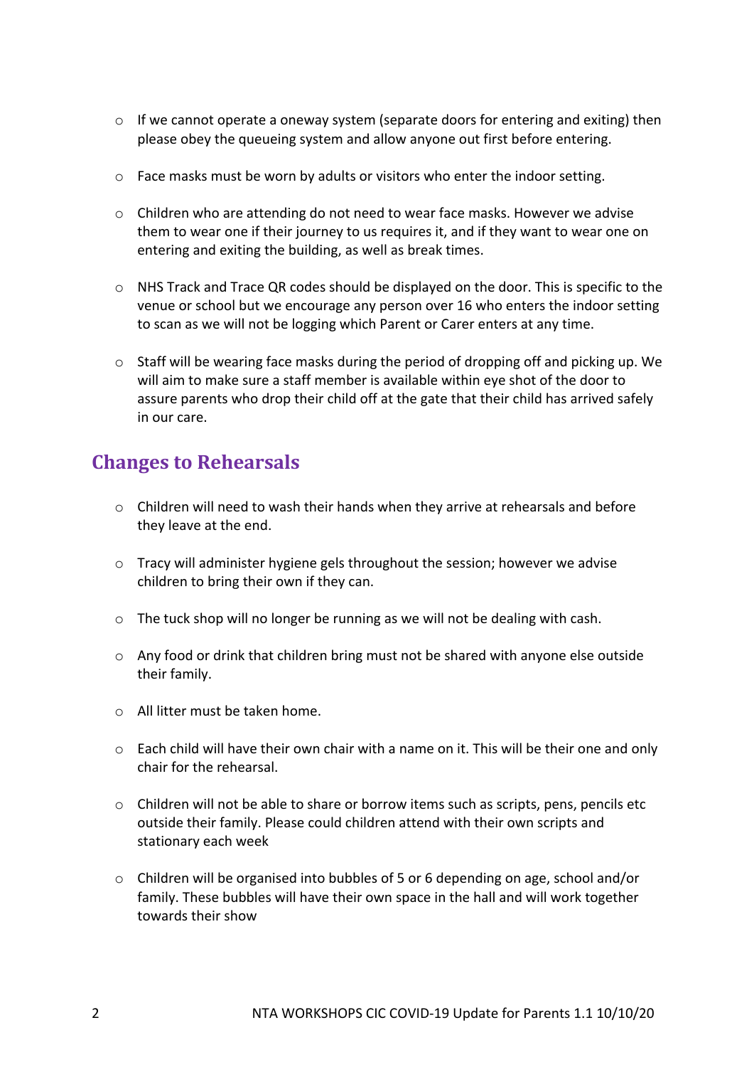- If we cannot operate a oneway system (separate doors for entering and exiting) then please obey the queueing system and allow anyone out first before entering.

- Face masks must be worn by adults or visitors who enter the indoor setting.

- Children who are attending do not need to wear face masks. However we advise them to wear one if their journey to us requires it, and if they want to wear one on entering and exiting the building, as well as break times.

- NHS Track and Trace QR codes should be displayed on the door. This is specific to the venue or school but we encourage any person over 16 who enters the indoor setting to scan as we will not be logging which Parent or Carer enters at any time.

- Staff will be wearing face masks during the period of dropping off and picking up. We will aim to make sure a staff member is available within eye shot of the door to assure parents who drop their child off at the gate that their child has arrived safely in our care.

## Changes to Rehearsals

- Children will need to wash their hands when they arrive at rehearsals and before they leave at the end.

- Tracy will administer hygiene gels throughout the session; however we advise children to bring their own if they can.

- The tuck shop will no longer be running as we will not be dealing with cash.

- Any food or drink that children bring must not be shared with anyone else outside their family.

- All litter must be taken home.

- Each child will have their own chair with a name on it. This will be their one and only chair for the rehearsal.

- Children will not be able to share or borrow items such as scripts, pens, pencils etc outside their family. Please could children attend with their own scripts and stationary each week

- Children will be organised into bubbles of 5 or 6 depending on age, school and/or family. These bubbles will have their own space in the hall and will work together towards their show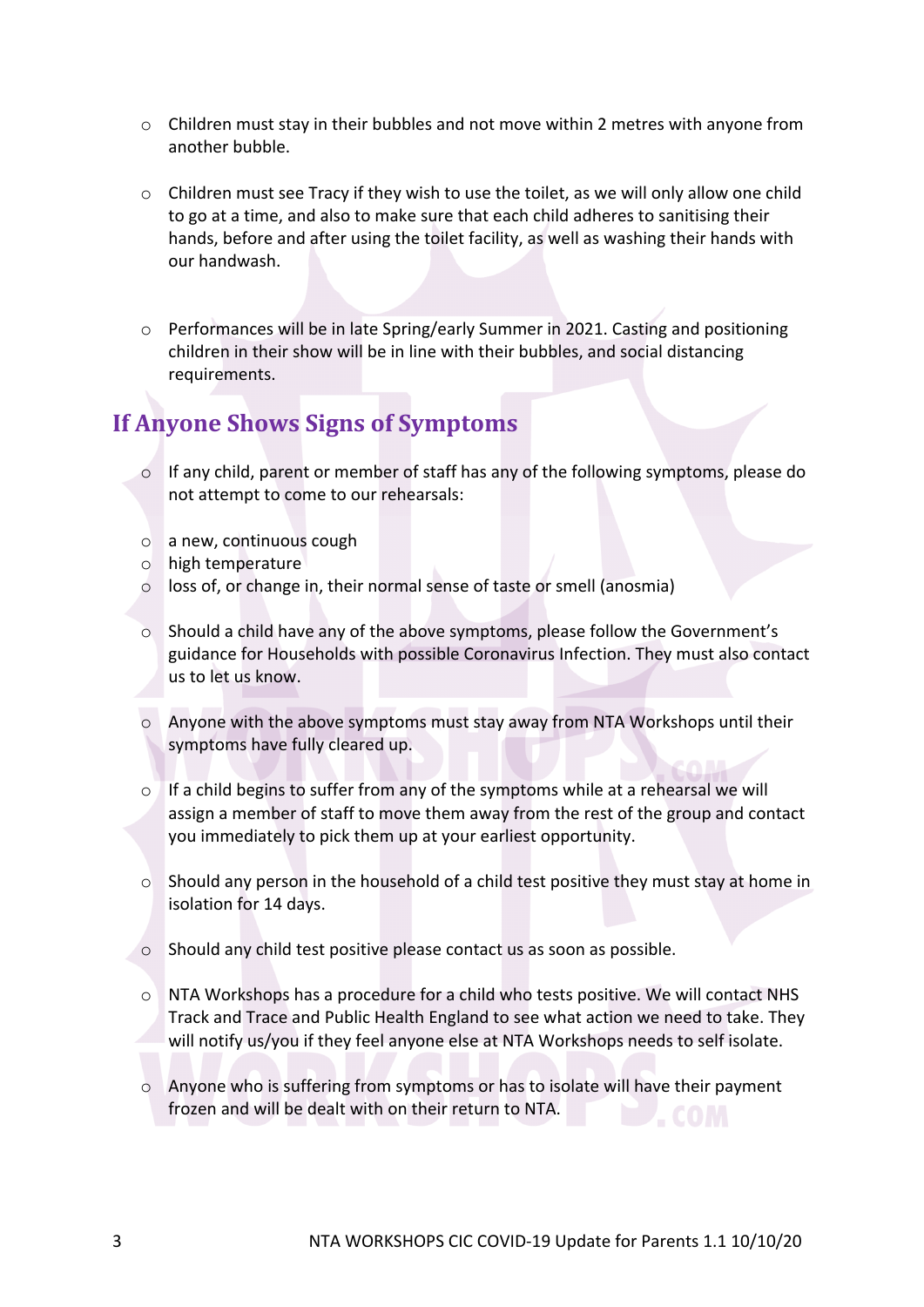- Children must stay in their bubbles and not move within 2 metres with anyone from another bubble.

- Children must see Tracy if they wish to use the toilet, as we will only allow one child to go at a time, and also to make sure that each child adheres to sanitising their hands, before and after using the toilet facility, as well as washing their hands with our handwash.

- Performances will be in late Spring/early Summer in 2021. Casting and positioning children in their show will be in line with their bubbles, and social distancing requirements.

## If Anyone Shows Signs of Symptoms

- If any child, parent or member of staff has any of the following symptoms, please do not attempt to come to our rehearsals:

- a new, continuous cough
- high temperature
- loss of, or change in, their normal sense of taste or smell (anosmia)

- Should a child have any of the above symptoms, please follow the Government's guidance for Households with possible Coronavirus Infection. They must also contact us to let us know.

- Anyone with the above symptoms must stay away from NTA Workshops until their symptoms have fully cleared up.

- If a child begins to suffer from any of the symptoms while at a rehearsal we will assign a member of staff to move them away from the rest of the group and contact you immediately to pick them up at your earliest opportunity.

- Should any person in the household of a child test positive they must stay at home in isolation for 14 days.

- Should any child test positive please contact us as soon as possible.

- NTA Workshops has a procedure for a child who tests positive. We will contact NHS Track and Trace and Public Health England to see what action we need to take. They will notify us/you if they feel anyone else at NTA Workshops needs to self isolate.

- Anyone who is suffering from symptoms or has to isolate will have their payment frozen and will be dealt with on their return to NTA.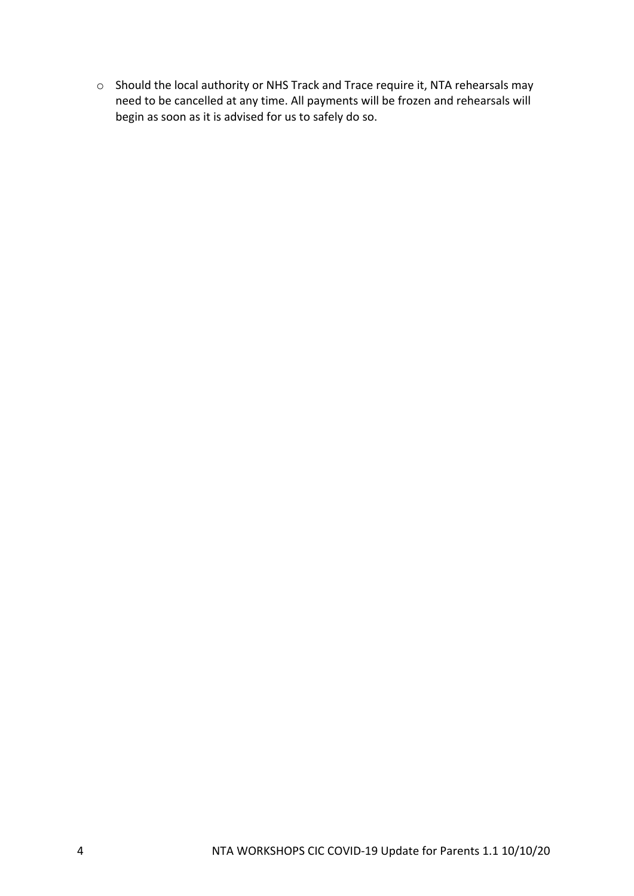- Should the local authority or NHS Track and Trace require it, NTA rehearsals may need to be cancelled at any time. All payments will be frozen and rehearsals will begin as soon as it is advised for us to safely do so.